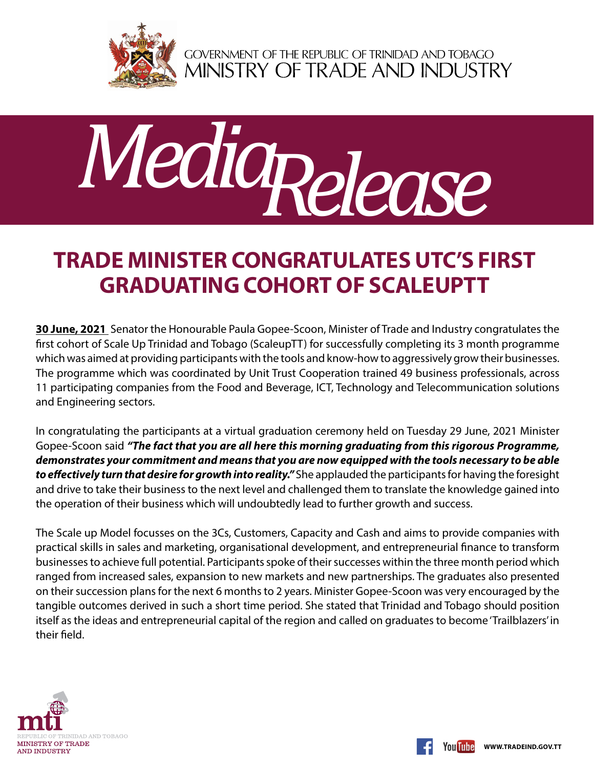GOVERNMENT OF THE REPUBLIC OF TRINIDAD AND TOBAGO
MINISTRY OF TRADE AND INDUSTRY

# Media Release

## TRADE MINISTER CONGRATULATES UTC'S FIRST GRADUATING COHORT OF SCALEUPTT

**30 June, 2021** Senator the Honourable Paula Gopee-Scoon, Minister of Trade and Industry congratulates the first cohort of Scale Up Trinidad and Tobago (ScaleupTT) for successfully completing its 3 month programme which was aimed at providing participants with the tools and know-how to aggressively grow their businesses. The programme which was coordinated by Unit Trust Cooperation trained 49 business professionals, across 11 participating companies from the Food and Beverage, ICT, Technology and Telecommunication solutions and Engineering sectors.

In congratulating the participants at a virtual graduation ceremony held on Tuesday 29 June, 2021 Minister Gopee-Scoon said ***"The fact that you are all here this morning graduating from this rigorous Programme, demonstrates your commitment and means that you are now equipped with the tools necessary to be able to effectively turn that desire for growth into reality."*** She applauded the participants for having the foresight and drive to take their business to the next level and challenged them to translate the knowledge gained into the operation of their business which will undoubtedly lead to further growth and success.

The Scale up Model focusses on the 3Cs, Customers, Capacity and Cash and aims to provide companies with practical skills in sales and marketing, organisational development, and entrepreneurial finance to transform businesses to achieve full potential. Participants spoke of their successes within the three month period which ranged from increased sales, expansion to new markets and new partnerships. The graduates also presented on their succession plans for the next 6 months to 2 years. Minister Gopee-Scoon was very encouraged by the tangible outcomes derived in such a short time period. She stated that Trinidad and Tobago should position itself as the ideas and entrepreneurial capital of the region and called on graduates to become 'Trailblazers' in their field.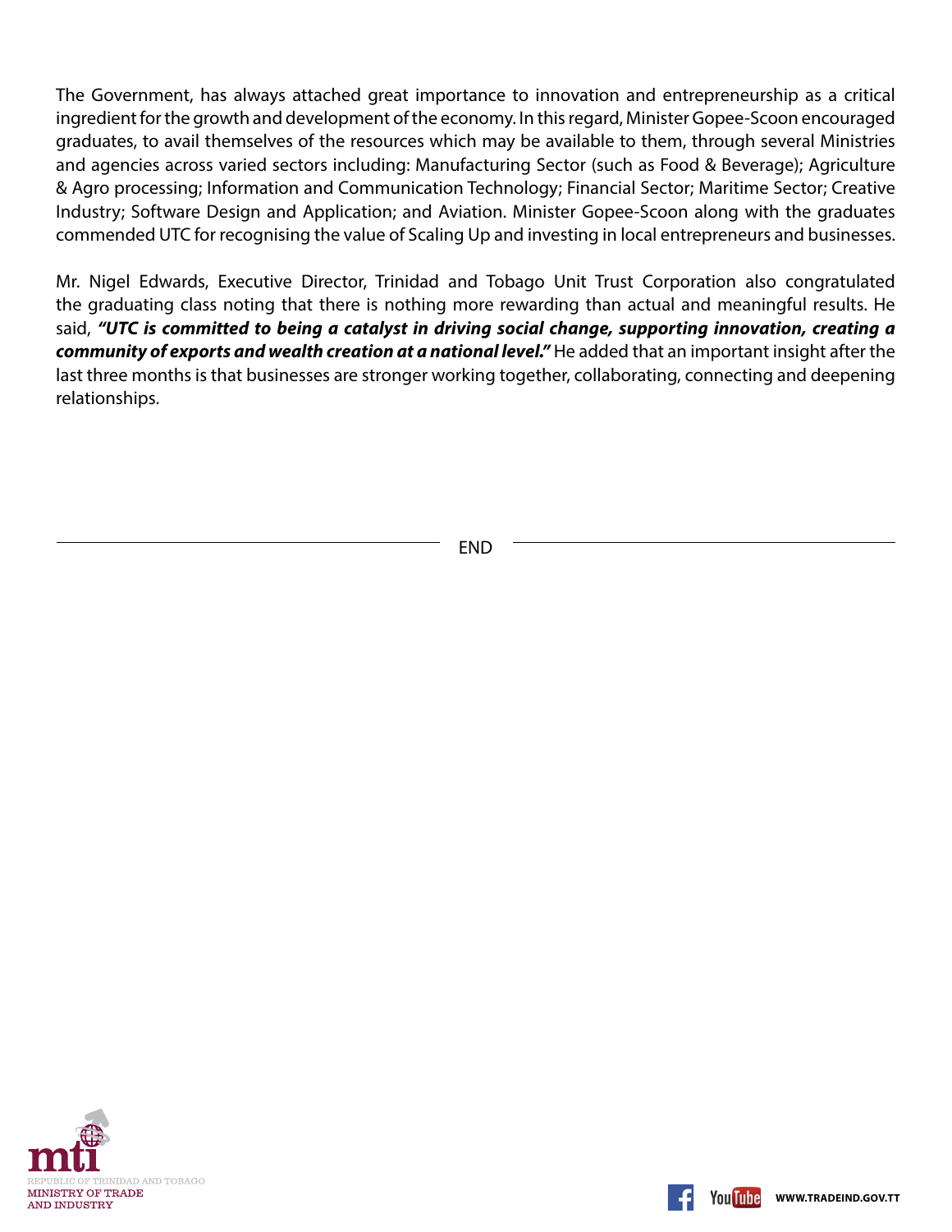The Government, has always attached great importance to innovation and entrepreneurship as a critical ingredient for the growth and development of the economy. In this regard, Minister Gopee-Scoon encouraged graduates, to avail themselves of the resources which may be available to them, through several Ministries and agencies across varied sectors including: Manufacturing Sector (such as Food & Beverage); Agriculture & Agro processing; Information and Communication Technology; Financial Sector; Maritime Sector; Creative Industry; Software Design and Application; and Aviation. Minister Gopee-Scoon along with the graduates commended UTC for recognising the value of Scaling Up and investing in local entrepreneurs and businesses.

Mr. Nigel Edwards, Executive Director, Trinidad and Tobago Unit Trust Corporation also congratulated the graduating class noting that there is nothing more rewarding than actual and meaningful results. He said, ***"UTC is committed to being a catalyst in driving social change, supporting innovation, creating a community of exports and wealth creation at a national level."*** He added that an important insight after the last three months is that businesses are stronger working together, collaborating, connecting and deepening relationships.

END